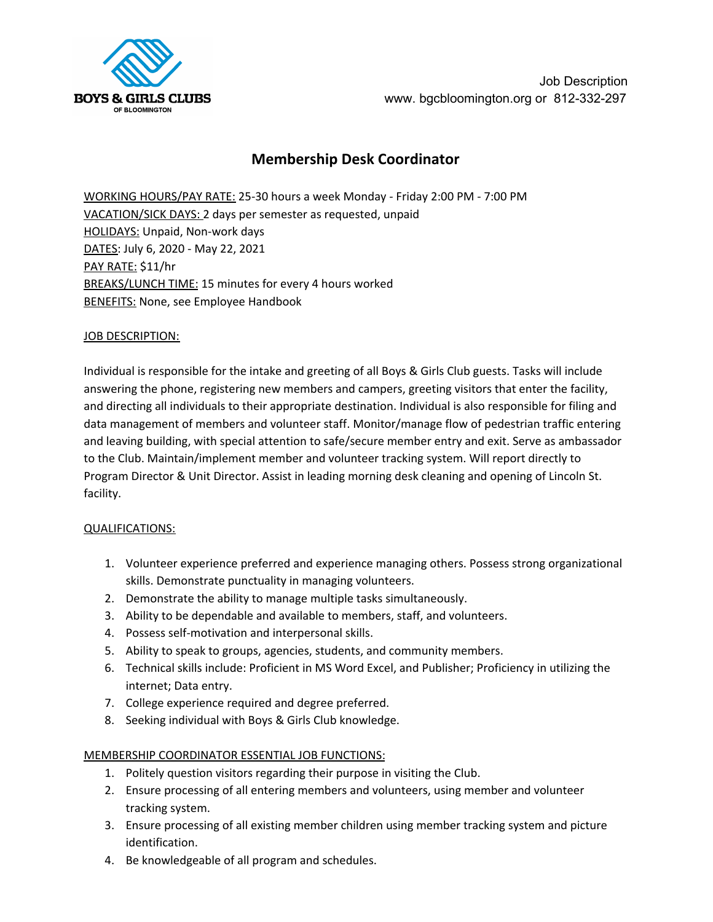BOYS & GIRLS CLUBS OF BLOOMINGTON

Job Description
www. bgcbloomington.org or 812-332-297

# Membership Desk Coordinator

WORKING HOURS/PAY RATE: 25-30 hours a week Monday - Friday 2:00 PM - 7:00 PM
VACATION/SICK DAYS: 2 days per semester as requested, unpaid
HOLIDAYS: Unpaid, Non-work days
DATES: July 6, 2020 - May 22, 2021
PAY RATE: $11/hr
BREAKS/LUNCH TIME: 15 minutes for every 4 hours worked
BENEFITS: None, see Employee Handbook

## JOB DESCRIPTION:

Individual is responsible for the intake and greeting of all Boys & Girls Club guests. Tasks will include answering the phone, registering new members and campers, greeting visitors that enter the facility, and directing all individuals to their appropriate destination. Individual is also responsible for filing and data management of members and volunteer staff. Monitor/manage flow of pedestrian traffic entering and leaving building, with special attention to safe/secure member entry and exit. Serve as ambassador to the Club. Maintain/implement member and volunteer tracking system. Will report directly to Program Director & Unit Director. Assist in leading morning desk cleaning and opening of Lincoln St. facility.

## QUALIFICATIONS:

1. Volunteer experience preferred and experience managing others. Possess strong organizational skills. Demonstrate punctuality in managing volunteers.
2. Demonstrate the ability to manage multiple tasks simultaneously.
3. Ability to be dependable and available to members, staff, and volunteers.
4. Possess self-motivation and interpersonal skills.
5. Ability to speak to groups, agencies, students, and community members.
6. Technical skills include: Proficient in MS Word Excel, and Publisher; Proficiency in utilizing the internet; Data entry.
7. College experience required and degree preferred.
8. Seeking individual with Boys & Girls Club knowledge.

## MEMBERSHIP COORDINATOR ESSENTIAL JOB FUNCTIONS:

1. Politely question visitors regarding their purpose in visiting the Club.
2. Ensure processing of all entering members and volunteers, using member and volunteer tracking system.
3. Ensure processing of all existing member children using member tracking system and picture identification.
4. Be knowledgeable of all program and schedules.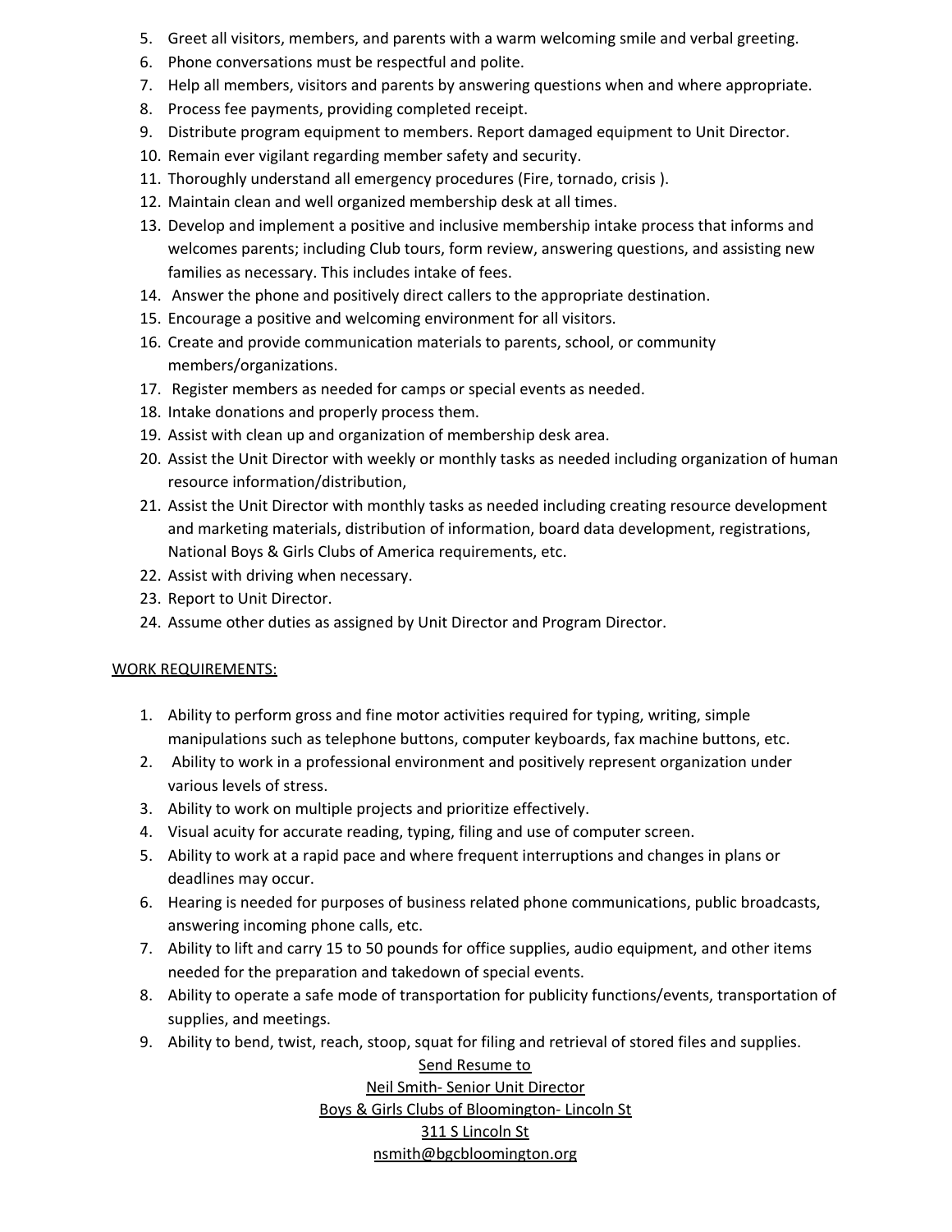5. Greet all visitors, members, and parents with a warm welcoming smile and verbal greeting.
6. Phone conversations must be respectful and polite.
7. Help all members, visitors and parents by answering questions when and where appropriate.
8. Process fee payments, providing completed receipt.
9. Distribute program equipment to members. Report damaged equipment to Unit Director.
10. Remain ever vigilant regarding member safety and security.
11. Thoroughly understand all emergency procedures (Fire, tornado, crisis ).
12. Maintain clean and well organized membership desk at all times.
13. Develop and implement a positive and inclusive membership intake process that informs and welcomes parents; including Club tours, form review, answering questions, and assisting new families as necessary. This includes intake of fees.
14. Answer the phone and positively direct callers to the appropriate destination.
15. Encourage a positive and welcoming environment for all visitors.
16. Create and provide communication materials to parents, school, or community members/organizations.
17. Register members as needed for camps or special events as needed.
18. Intake donations and properly process them.
19. Assist with clean up and organization of membership desk area.
20. Assist the Unit Director with weekly or monthly tasks as needed including organization of human resource information/distribution,
21. Assist the Unit Director with monthly tasks as needed including creating resource development and marketing materials, distribution of information, board data development, registrations, National Boys & Girls Clubs of America requirements, etc.
22. Assist with driving when necessary.
23. Report to Unit Director.
24. Assume other duties as assigned by Unit Director and Program Director.

<u>WORK REQUIREMENTS:</u>

1. Ability to perform gross and fine motor activities required for typing, writing, simple manipulations such as telephone buttons, computer keyboards, fax machine buttons, etc.
2. Ability to work in a professional environment and positively represent organization under various levels of stress.
3. Ability to work on multiple projects and prioritize effectively.
4. Visual acuity for accurate reading, typing, filing and use of computer screen.
5. Ability to work at a rapid pace and where frequent interruptions and changes in plans or deadlines may occur.
6. Hearing is needed for purposes of business related phone communications, public broadcasts, answering incoming phone calls, etc.
7. Ability to lift and carry 15 to 50 pounds for office supplies, audio equipment, and other items needed for the preparation and takedown of special events.
8. Ability to operate a safe mode of transportation for publicity functions/events, transportation of supplies, and meetings.
9. Ability to bend, twist, reach, stoop, squat for filing and retrieval of stored files and supplies.

<u>Send Resume to</u>
<u>Neil Smith- Senior Unit Director</u>
<u>Boys & Girls Clubs of Bloomington- Lincoln St</u>
<u>311 S Lincoln St</u>
<u>nsmith@bgcbloomington.org</u>